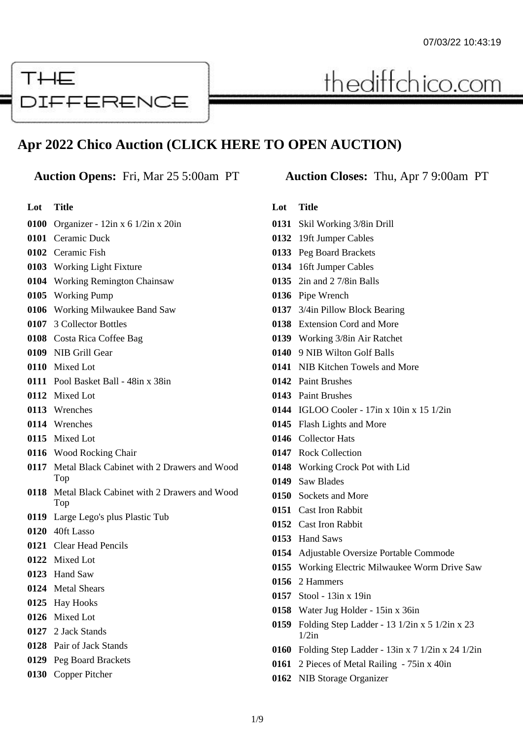THE DIFFERENCE

thediffchico.com

# Apr 2022 Chico Auction (CLICK HERE TO OPEN AUCTION)

**Auction Opens:** Fri, Mar 25 5:00am PT

**Auction Closes:** Thu, Apr 7 9:00am PT

| Lot | Title |
|---|---|
| 0100 | Organizer - 12in x 6 1/2in x 20in |
| 0101 | Ceramic Duck |
| 0102 | Ceramic Fish |
| 0103 | Working Light Fixture |
| 0104 | Working Remington Chainsaw |
| 0105 | Working Pump |
| 0106 | Working Milwaukee Band Saw |
| 0107 | 3 Collector Bottles |
| 0108 | Costa Rica Coffee Bag |
| 0109 | NIB Grill Gear |
| 0110 | Mixed Lot |
| 0111 | Pool Basket Ball - 48in x 38in |
| 0112 | Mixed Lot |
| 0113 | Wrenches |
| 0114 | Wrenches |
| 0115 | Mixed Lot |
| 0116 | Wood Rocking Chair |
| 0117 | Metal Black Cabinet with 2 Drawers and Wood Top |
| 0118 | Metal Black Cabinet with 2 Drawers and Wood Top |
| 0119 | Large Lego's plus Plastic Tub |
| 0120 | 40ft Lasso |
| 0121 | Clear Head Pencils |
| 0122 | Mixed Lot |
| 0123 | Hand Saw |
| 0124 | Metal Shears |
| 0125 | Hay Hooks |
| 0126 | Mixed Lot |
| 0127 | 2 Jack Stands |
| 0128 | Pair of Jack Stands |
| 0129 | Peg Board Brackets |
| 0130 | Copper Pitcher |
| 0131 | Skil Working 3/8in Drill |
| 0132 | 19ft Jumper Cables |
| 0133 | Peg Board Brackets |
| 0134 | 16ft Jumper Cables |
| 0135 | 2in and 2 7/8in Balls |
| 0136 | Pipe Wrench |
| 0137 | 3/4in Pillow Block Bearing |
| 0138 | Extension Cord and More |
| 0139 | Working 3/8in Air Ratchet |
| 0140 | 9 NIB Wilton Golf Balls |
| 0141 | NIB Kitchen Towels and More |
| 0142 | Paint Brushes |
| 0143 | Paint Brushes |
| 0144 | IGLOO Cooler - 17in x 10in x 15 1/2in |
| 0145 | Flash Lights and More |
| 0146 | Collector Hats |
| 0147 | Rock Collection |
| 0148 | Working Crock Pot with Lid |
| 0149 | Saw Blades |
| 0150 | Sockets and More |
| 0151 | Cast Iron Rabbit |
| 0152 | Cast Iron Rabbit |
| 0153 | Hand Saws |
| 0154 | Adjustable Oversize Portable Commode |
| 0155 | Working Electric Milwaukee Worm Drive Saw |
| 0156 | 2 Hammers |
| 0157 | Stool - 13in x 19in |
| 0158 | Water Jug Holder - 15in x 36in |
| 0159 | Folding Step Ladder - 13 1/2in x 5 1/2in x 23 1/2in |
| 0160 | Folding Step Ladder - 13in x 7 1/2in x 24 1/2in |
| 0161 | 2 Pieces of Metal Railing - 75in x 40in |
| 0162 | NIB Storage Organizer |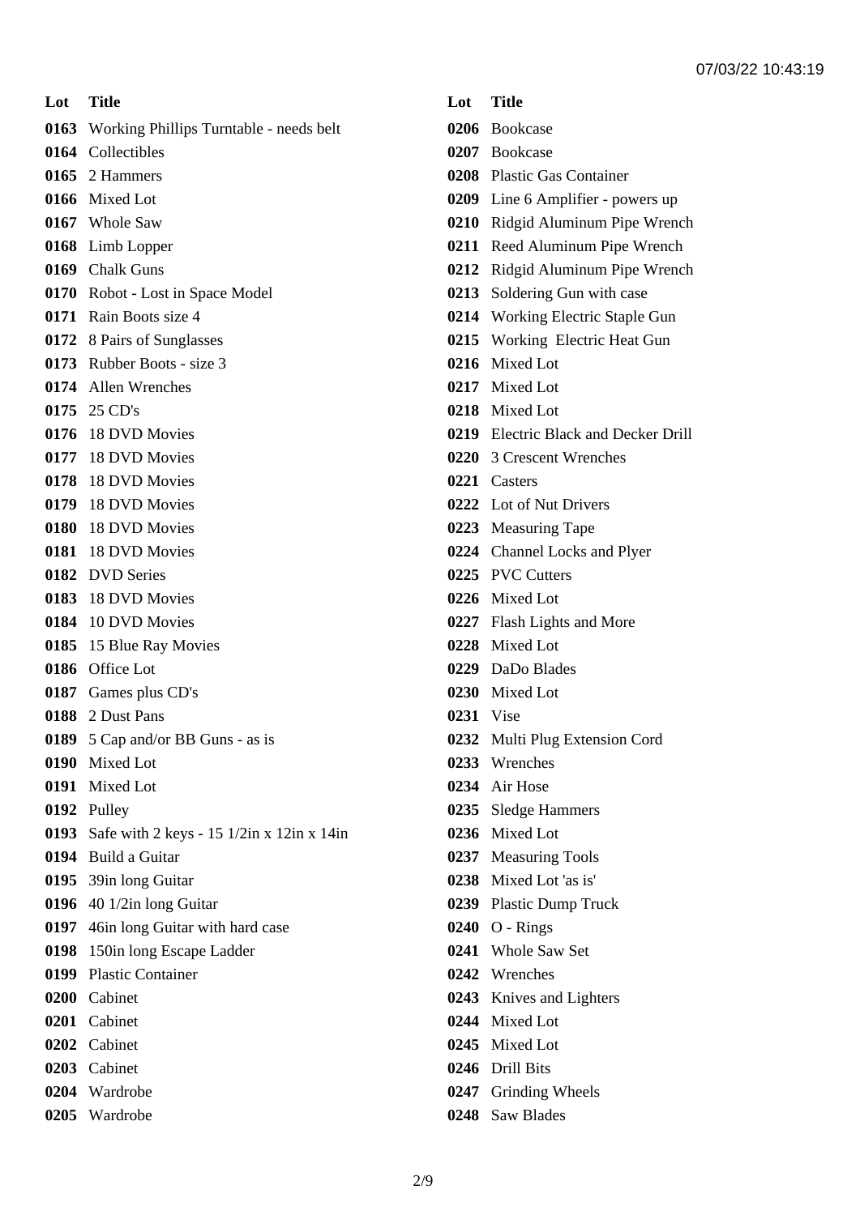| Lot | Title |
| --- | --- |
| 0163 | Working Phillips Turntable - needs belt |
| 0164 | Collectibles |
| 0165 | 2 Hammers |
| 0166 | Mixed Lot |
| 0167 | Whole Saw |
| 0168 | Limb Lopper |
| 0169 | Chalk Guns |
| 0170 | Robot - Lost in Space Model |
| 0171 | Rain Boots size 4 |
| 0172 | 8 Pairs of Sunglasses |
| 0173 | Rubber Boots - size 3 |
| 0174 | Allen Wrenches |
| 0175 | 25 CD's |
| 0176 | 18 DVD Movies |
| 0177 | 18 DVD Movies |
| 0178 | 18 DVD Movies |
| 0179 | 18 DVD Movies |
| 0180 | 18 DVD Movies |
| 0181 | 18 DVD Movies |
| 0182 | DVD Series |
| 0183 | 18 DVD Movies |
| 0184 | 10 DVD Movies |
| 0185 | 15 Blue Ray Movies |
| 0186 | Office Lot |
| 0187 | Games plus CD's |
| 0188 | 2 Dust Pans |
| 0189 | 5 Cap and/or BB Guns - as is |
| 0190 | Mixed Lot |
| 0191 | Mixed Lot |
| 0192 | Pulley |
| 0193 | Safe with 2 keys - 15 1/2in x 12in x 14in |
| 0194 | Build a Guitar |
| 0195 | 39in long Guitar |
| 0196 | 40 1/2in long Guitar |
| 0197 | 46in long Guitar with hard case |
| 0198 | 150in long Escape Ladder |
| 0199 | Plastic Container |
| 0200 | Cabinet |
| 0201 | Cabinet |
| 0202 | Cabinet |
| 0203 | Cabinet |
| 0204 | Wardrobe |
| 0205 | Wardrobe |

| Lot | Title |
| --- | --- |
| 0206 | Bookcase |
| 0207 | Bookcase |
| 0208 | Plastic Gas Container |
| 0209 | Line 6 Amplifier - powers up |
| 0210 | Ridgid Aluminum Pipe Wrench |
| 0211 | Reed Aluminum Pipe Wrench |
| 0212 | Ridgid Aluminum Pipe Wrench |
| 0213 | Soldering Gun with case |
| 0214 | Working Electric Staple Gun |
| 0215 | Working  Electric Heat Gun |
| 0216 | Mixed Lot |
| 0217 | Mixed Lot |
| 0218 | Mixed Lot |
| 0219 | Electric Black and Decker Drill |
| 0220 | 3 Crescent Wrenches |
| 0221 | Casters |
| 0222 | Lot of Nut Drivers |
| 0223 | Measuring Tape |
| 0224 | Channel Locks and Plyer |
| 0225 | PVC Cutters |
| 0226 | Mixed Lot |
| 0227 | Flash Lights and More |
| 0228 | Mixed Lot |
| 0229 | DaDo Blades |
| 0230 | Mixed Lot |
| 0231 | Vise |
| 0232 | Multi Plug Extension Cord |
| 0233 | Wrenches |
| 0234 | Air Hose |
| 0235 | Sledge Hammers |
| 0236 | Mixed Lot |
| 0237 | Measuring Tools |
| 0238 | Mixed Lot 'as is' |
| 0239 | Plastic Dump Truck |
| 0240 | O - Rings |
| 0241 | Whole Saw Set |
| 0242 | Wrenches |
| 0243 | Knives and Lighters |
| 0244 | Mixed Lot |
| 0245 | Mixed Lot |
| 0246 | Drill Bits |
| 0247 | Grinding Wheels |
| 0248 | Saw Blades |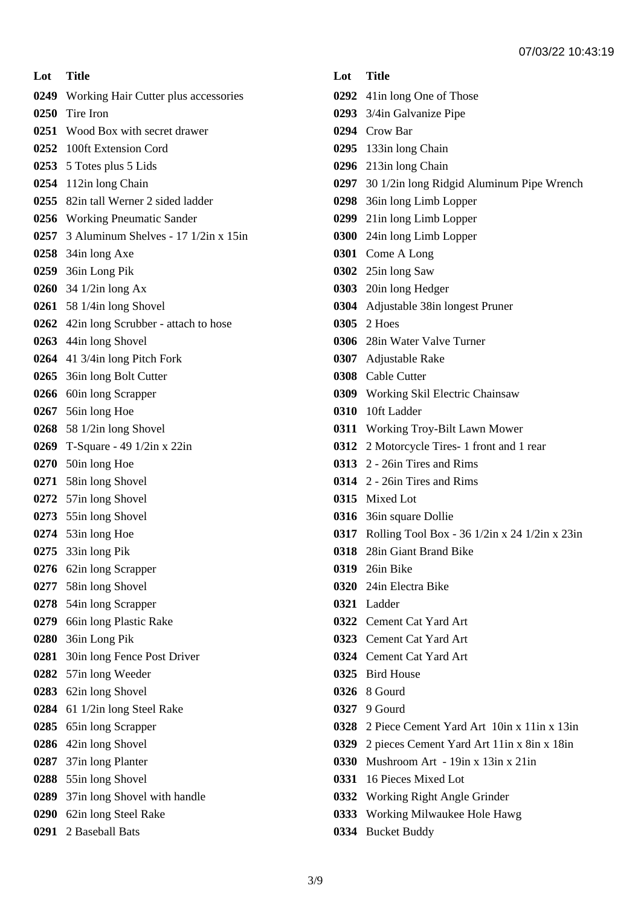| Lot | Title |
| --- | --- |
| 0249 | Working Hair Cutter plus accessories |
| 0250 | Tire Iron |
| 0251 | Wood Box with secret drawer |
| 0252 | 100ft Extension Cord |
| 0253 | 5 Totes plus 5 Lids |
| 0254 | 112in long Chain |
| 0255 | 82in tall Werner 2 sided ladder |
| 0256 | Working Pneumatic Sander |
| 0257 | 3 Aluminum Shelves - 17 1/2in x 15in |
| 0258 | 34in long Axe |
| 0259 | 36in Long Pik |
| 0260 | 34 1/2in long Ax |
| 0261 | 58 1/4in long Shovel |
| 0262 | 42in long Scrubber - attach to hose |
| 0263 | 44in long Shovel |
| 0264 | 41 3/4in long Pitch Fork |
| 0265 | 36in long Bolt Cutter |
| 0266 | 60in long Scrapper |
| 0267 | 56in long Hoe |
| 0268 | 58 1/2in long Shovel |
| 0269 | T-Square - 49 1/2in x 22in |
| 0270 | 50in long Hoe |
| 0271 | 58in long Shovel |
| 0272 | 57in long Shovel |
| 0273 | 55in long Shovel |
| 0274 | 53in long Hoe |
| 0275 | 33in long Pik |
| 0276 | 62in long Scrapper |
| 0277 | 58in long Shovel |
| 0278 | 54in long Scrapper |
| 0279 | 66in long Plastic Rake |
| 0280 | 36in Long Pik |
| 0281 | 30in long Fence Post Driver |
| 0282 | 57in long Weeder |
| 0283 | 62in long Shovel |
| 0284 | 61 1/2in long Steel Rake |
| 0285 | 65in long Scrapper |
| 0286 | 42in long Shovel |
| 0287 | 37in long Planter |
| 0288 | 55in long Shovel |
| 0289 | 37in long Shovel with handle |
| 0290 | 62in long Steel Rake |
| 0291 | 2 Baseball Bats |
| 0292 | 41in long One of Those |
| 0293 | 3/4in Galvanize Pipe |
| 0294 | Crow Bar |
| 0295 | 133in long Chain |
| 0296 | 213in long Chain |
| 0297 | 30 1/2in long Ridgid Aluminum Pipe Wrench |
| 0298 | 36in long Limb Lopper |
| 0299 | 21in long Limb Lopper |
| 0300 | 24in long Limb Lopper |
| 0301 | Come A Long |
| 0302 | 25in long Saw |
| 0303 | 20in long Hedger |
| 0304 | Adjustable 38in longest Pruner |
| 0305 | 2 Hoes |
| 0306 | 28in Water Valve Turner |
| 0307 | Adjustable Rake |
| 0308 | Cable Cutter |
| 0309 | Working Skil Electric Chainsaw |
| 0310 | 10ft Ladder |
| 0311 | Working Troy-Bilt Lawn Mower |
| 0312 | 2 Motorcycle Tires- 1 front and 1 rear |
| 0313 | 2 - 26in Tires and Rims |
| 0314 | 2 - 26in Tires and Rims |
| 0315 | Mixed Lot |
| 0316 | 36in square Dollie |
| 0317 | Rolling Tool Box - 36 1/2in x 24 1/2in x 23in |
| 0318 | 28in Giant Brand Bike |
| 0319 | 26in Bike |
| 0320 | 24in Electra Bike |
| 0321 | Ladder |
| 0322 | Cement Cat Yard Art |
| 0323 | Cement Cat Yard Art |
| 0324 | Cement Cat Yard Art |
| 0325 | Bird House |
| 0326 | 8 Gourd |
| 0327 | 9 Gourd |
| 0328 | 2 Piece Cement Yard Art 10in x 11in x 13in |
| 0329 | 2 pieces Cement Yard Art 11in x 8in x 18in |
| 0330 | Mushroom Art - 19in x 13in x 21in |
| 0331 | 16 Pieces Mixed Lot |
| 0332 | Working Right Angle Grinder |
| 0333 | Working Milwaukee Hole Hawg |
| 0334 | Bucket Buddy |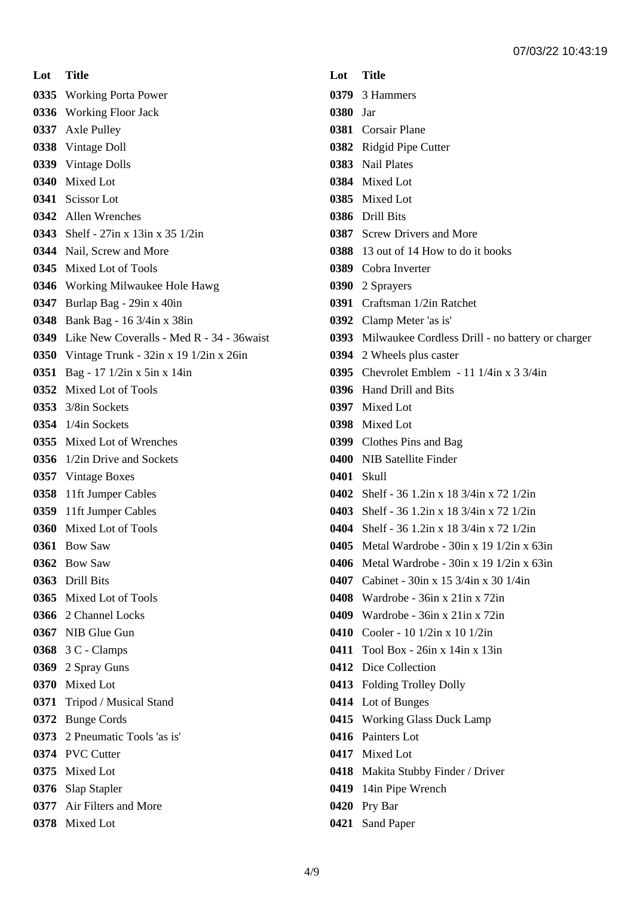| Lot | Title |
| --- | --- |
| 0335 | Working Porta Power |
| 0336 | Working Floor Jack |
| 0337 | Axle Pulley |
| 0338 | Vintage Doll |
| 0339 | Vintage Dolls |
| 0340 | Mixed Lot |
| 0341 | Scissor Lot |
| 0342 | Allen Wrenches |
| 0343 | Shelf - 27in x 13in x 35 1/2in |
| 0344 | Nail, Screw and More |
| 0345 | Mixed Lot of Tools |
| 0346 | Working Milwaukee Hole Hawg |
| 0347 | Burlap Bag - 29in x 40in |
| 0348 | Bank Bag - 16 3/4in x 38in |
| 0349 | Like New Coveralls - Med R - 34 - 36waist |
| 0350 | Vintage Trunk - 32in x 19 1/2in x 26in |
| 0351 | Bag - 17 1/2in x 5in x 14in |
| 0352 | Mixed Lot of Tools |
| 0353 | 3/8in Sockets |
| 0354 | 1/4in Sockets |
| 0355 | Mixed Lot of Wrenches |
| 0356 | 1/2in Drive and Sockets |
| 0357 | Vintage Boxes |
| 0358 | 11ft Jumper Cables |
| 0359 | 11ft Jumper Cables |
| 0360 | Mixed Lot of Tools |
| 0361 | Bow Saw |
| 0362 | Bow Saw |
| 0363 | Drill Bits |
| 0365 | Mixed Lot of Tools |
| 0366 | 2 Channel Locks |
| 0367 | NIB Glue Gun |
| 0368 | 3 C - Clamps |
| 0369 | 2 Spray Guns |
| 0370 | Mixed Lot |
| 0371 | Tripod / Musical Stand |
| 0372 | Bunge Cords |
| 0373 | 2 Pneumatic Tools 'as is' |
| 0374 | PVC Cutter |
| 0375 | Mixed Lot |
| 0376 | Slap Stapler |
| 0377 | Air Filters and More |
| 0378 | Mixed Lot |
| 0379 | 3 Hammers |
| 0380 | Jar |
| 0381 | Corsair Plane |
| 0382 | Ridgid Pipe Cutter |
| 0383 | Nail Plates |
| 0384 | Mixed Lot |
| 0385 | Mixed Lot |
| 0386 | Drill Bits |
| 0387 | Screw Drivers and More |
| 0388 | 13 out of 14 How to do it books |
| 0389 | Cobra Inverter |
| 0390 | 2 Sprayers |
| 0391 | Craftsman 1/2in Ratchet |
| 0392 | Clamp Meter 'as is' |
| 0393 | Milwaukee Cordless Drill - no battery or charger |
| 0394 | 2 Wheels plus caster |
| 0395 | Chevrolet Emblem - 11 1/4in x 3 3/4in |
| 0396 | Hand Drill and Bits |
| 0397 | Mixed Lot |
| 0398 | Mixed Lot |
| 0399 | Clothes Pins and Bag |
| 0400 | NIB Satellite Finder |
| 0401 | Skull |
| 0402 | Shelf - 36 1.2in x 18 3/4in x 72 1/2in |
| 0403 | Shelf - 36 1.2in x 18 3/4in x 72 1/2in |
| 0404 | Shelf - 36 1.2in x 18 3/4in x 72 1/2in |
| 0405 | Metal Wardrobe - 30in x 19 1/2in x 63in |
| 0406 | Metal Wardrobe - 30in x 19 1/2in x 63in |
| 0407 | Cabinet - 30in x 15 3/4in x 30 1/4in |
| 0408 | Wardrobe - 36in x 21in x 72in |
| 0409 | Wardrobe - 36in x 21in x 72in |
| 0410 | Cooler - 10 1/2in x 10 1/2in |
| 0411 | Tool Box - 26in x 14in x 13in |
| 0412 | Dice Collection |
| 0413 | Folding Trolley Dolly |
| 0414 | Lot of Bunges |
| 0415 | Working Glass Duck Lamp |
| 0416 | Painters Lot |
| 0417 | Mixed Lot |
| 0418 | Makita Stubby Finder / Driver |
| 0419 | 14in Pipe Wrench |
| 0420 | Pry Bar |
| 0421 | Sand Paper |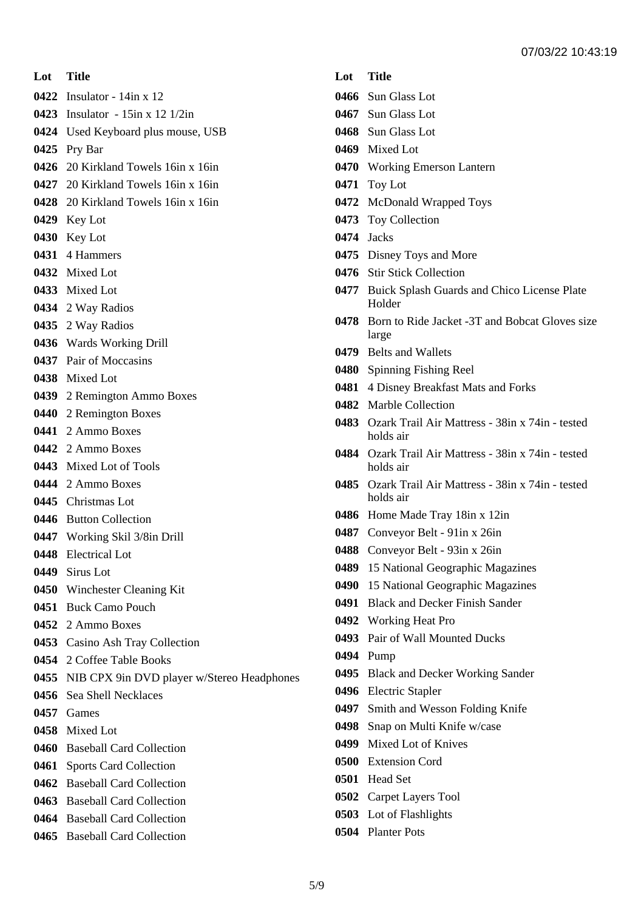| Lot | Title |
|---|---|
| 0422 | Insulator - 14in x 12 |
| 0423 | Insulator - 15in x 12 1/2in |
| 0424 | Used Keyboard plus mouse, USB |
| 0425 | Pry Bar |
| 0426 | 20 Kirkland Towels 16in x 16in |
| 0427 | 20 Kirkland Towels 16in x 16in |
| 0428 | 20 Kirkland Towels 16in x 16in |
| 0429 | Key Lot |
| 0430 | Key Lot |
| 0431 | 4 Hammers |
| 0432 | Mixed Lot |
| 0433 | Mixed Lot |
| 0434 | 2 Way Radios |
| 0435 | 2 Way Radios |
| 0436 | Wards Working Drill |
| 0437 | Pair of Moccasins |
| 0438 | Mixed Lot |
| 0439 | 2 Remington Ammo Boxes |
| 0440 | 2 Remington Boxes |
| 0441 | 2 Ammo Boxes |
| 0442 | 2 Ammo Boxes |
| 0443 | Mixed Lot of Tools |
| 0444 | 2 Ammo Boxes |
| 0445 | Christmas Lot |
| 0446 | Button Collection |
| 0447 | Working Skil 3/8in Drill |
| 0448 | Electrical Lot |
| 0449 | Sirus Lot |
| 0450 | Winchester Cleaning Kit |
| 0451 | Buck Camo Pouch |
| 0452 | 2 Ammo Boxes |
| 0453 | Casino Ash Tray Collection |
| 0454 | 2 Coffee Table Books |
| 0455 | NIB CPX 9in DVD player w/Stereo Headphones |
| 0456 | Sea Shell Necklaces |
| 0457 | Games |
| 0458 | Mixed Lot |
| 0460 | Baseball Card Collection |
| 0461 | Sports Card Collection |
| 0462 | Baseball Card Collection |
| 0463 | Baseball Card Collection |
| 0464 | Baseball Card Collection |
| 0465 | Baseball Card Collection |
| 0466 | Sun Glass Lot |
| 0467 | Sun Glass Lot |
| 0468 | Sun Glass Lot |
| 0469 | Mixed Lot |
| 0470 | Working Emerson Lantern |
| 0471 | Toy Lot |
| 0472 | McDonald Wrapped Toys |
| 0473 | Toy Collection |
| 0474 | Jacks |
| 0475 | Disney Toys and More |
| 0476 | Stir Stick Collection |
| 0477 | Buick Splash Guards and Chico License Plate Holder |
| 0478 | Born to Ride Jacket -3T and Bobcat Gloves size large |
| 0479 | Belts and Wallets |
| 0480 | Spinning Fishing Reel |
| 0481 | 4 Disney Breakfast Mats and Forks |
| 0482 | Marble Collection |
| 0483 | Ozark Trail Air Mattress - 38in x 74in - tested holds air |
| 0484 | Ozark Trail Air Mattress - 38in x 74in - tested holds air |
| 0485 | Ozark Trail Air Mattress - 38in x 74in - tested holds air |
| 0486 | Home Made Tray 18in x 12in |
| 0487 | Conveyor Belt - 91in x 26in |
| 0488 | Conveyor Belt - 93in x 26in |
| 0489 | 15 National Geographic Magazines |
| 0490 | 15 National Geographic Magazines |
| 0491 | Black and Decker Finish Sander |
| 0492 | Working Heat Pro |
| 0493 | Pair of Wall Mounted Ducks |
| 0494 | Pump |
| 0495 | Black and Decker Working Sander |
| 0496 | Electric Stapler |
| 0497 | Smith and Wesson Folding Knife |
| 0498 | Snap on Multi Knife w/case |
| 0499 | Mixed Lot of Knives |
| 0500 | Extension Cord |
| 0501 | Head Set |
| 0502 | Carpet Layers Tool |
| 0503 | Lot of Flashlights |
| 0504 | Planter Pots |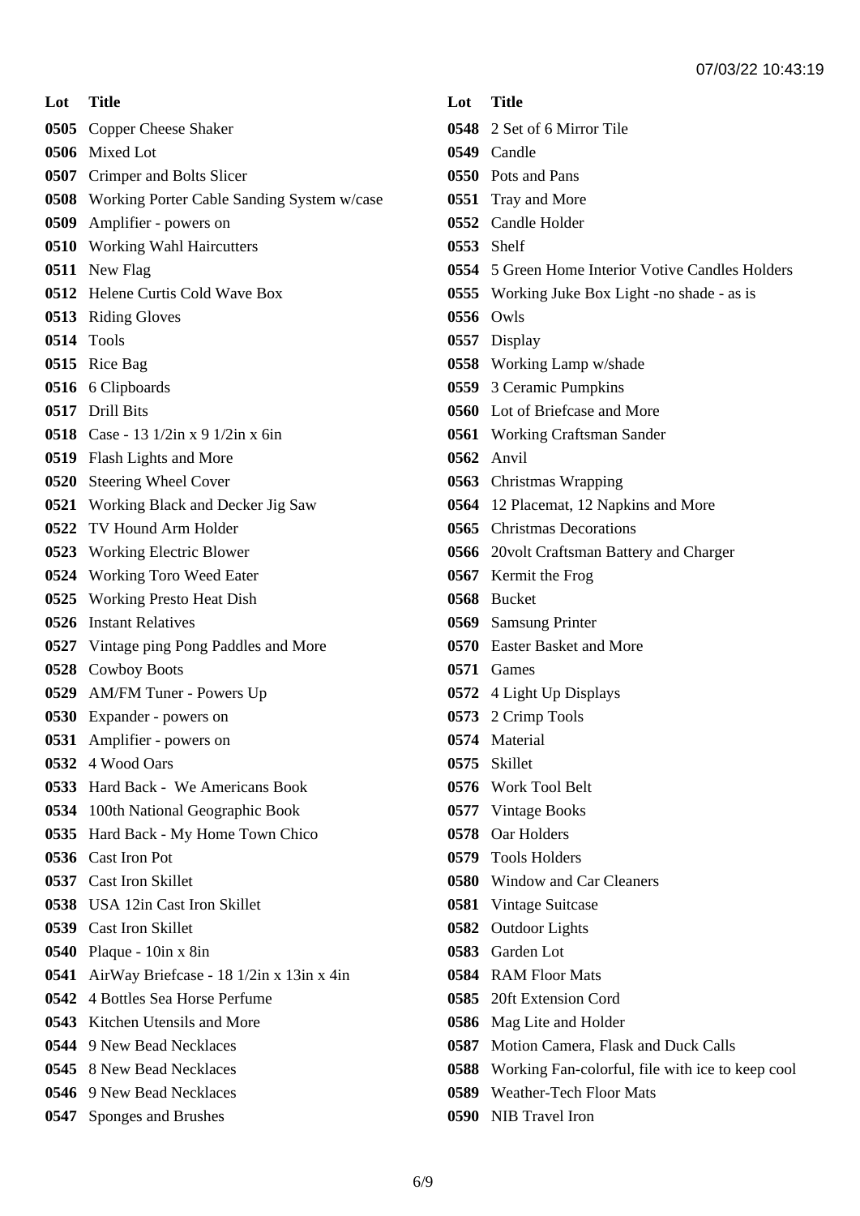| Lot | Title |
| --- | --- |
| **0505** | Copper Cheese Shaker |
| **0506** | Mixed Lot |
| **0507** | Crimper and Bolts Slicer |
| **0508** | Working Porter Cable Sanding System w/case |
| **0509** | Amplifier - powers on |
| **0510** | Working Wahl Haircutters |
| **0511** | New Flag |
| **0512** | Helene Curtis Cold Wave Box |
| **0513** | Riding Gloves |
| **0514** | Tools |
| **0515** | Rice Bag |
| **0516** | 6 Clipboards |
| **0517** | Drill Bits |
| **0518** | Case - 13 1/2in x 9 1/2in x 6in |
| **0519** | Flash Lights and More |
| **0520** | Steering Wheel Cover |
| **0521** | Working Black and Decker Jig Saw |
| **0522** | TV Hound Arm Holder |
| **0523** | Working Electric Blower |
| **0524** | Working Toro Weed Eater |
| **0525** | Working Presto Heat Dish |
| **0526** | Instant Relatives |
| **0527** | Vintage ping Pong Paddles and More |
| **0528** | Cowboy Boots |
| **0529** | AM/FM Tuner - Powers Up |
| **0530** | Expander - powers on |
| **0531** | Amplifier - powers on |
| **0532** | 4 Wood Oars |
| **0533** | Hard Back - We Americans Book |
| **0534** | 100th National Geographic Book |
| **0535** | Hard Back - My Home Town Chico |
| **0536** | Cast Iron Pot |
| **0537** | Cast Iron Skillet |
| **0538** | USA 12in Cast Iron Skillet |
| **0539** | Cast Iron Skillet |
| **0540** | Plaque - 10in x 8in |
| **0541** | AirWay Briefcase - 18 1/2in x 13in x 4in |
| **0542** | 4 Bottles Sea Horse Perfume |
| **0543** | Kitchen Utensils and More |
| **0544** | 9 New Bead Necklaces |
| **0545** | 8 New Bead Necklaces |
| **0546** | 9 New Bead Necklaces |
| **0547** | Sponges and Brushes |
| **0548** | 2 Set of 6 Mirror Tile |
| **0549** | Candle |
| **0550** | Pots and Pans |
| **0551** | Tray and More |
| **0552** | Candle Holder |
| **0553** | Shelf |
| **0554** | 5 Green Home Interior Votive Candles Holders |
| **0555** | Working Juke Box Light -no shade - as is |
| **0556** | Owls |
| **0557** | Display |
| **0558** | Working Lamp w/shade |
| **0559** | 3 Ceramic Pumpkins |
| **0560** | Lot of Briefcase and More |
| **0561** | Working Craftsman Sander |
| **0562** | Anvil |
| **0563** | Christmas Wrapping |
| **0564** | 12 Placemat, 12 Napkins and More |
| **0565** | Christmas Decorations |
| **0566** | 20volt Craftsman Battery and Charger |
| **0567** | Kermit the Frog |
| **0568** | Bucket |
| **0569** | Samsung Printer |
| **0570** | Easter Basket and More |
| **0571** | Games |
| **0572** | 4 Light Up Displays |
| **0573** | 2 Crimp Tools |
| **0574** | Material |
| **0575** | Skillet |
| **0576** | Work Tool Belt |
| **0577** | Vintage Books |
| **0578** | Oar Holders |
| **0579** | Tools Holders |
| **0580** | Window and Car Cleaners |
| **0581** | Vintage Suitcase |
| **0582** | Outdoor Lights |
| **0583** | Garden Lot |
| **0584** | RAM Floor Mats |
| **0585** | 20ft Extension Cord |
| **0586** | Mag Lite and Holder |
| **0587** | Motion Camera, Flask and Duck Calls |
| **0588** | Working Fan-colorful, file with ice to keep cool |
| **0589** | Weather-Tech Floor Mats |
| **0590** | NIB Travel Iron |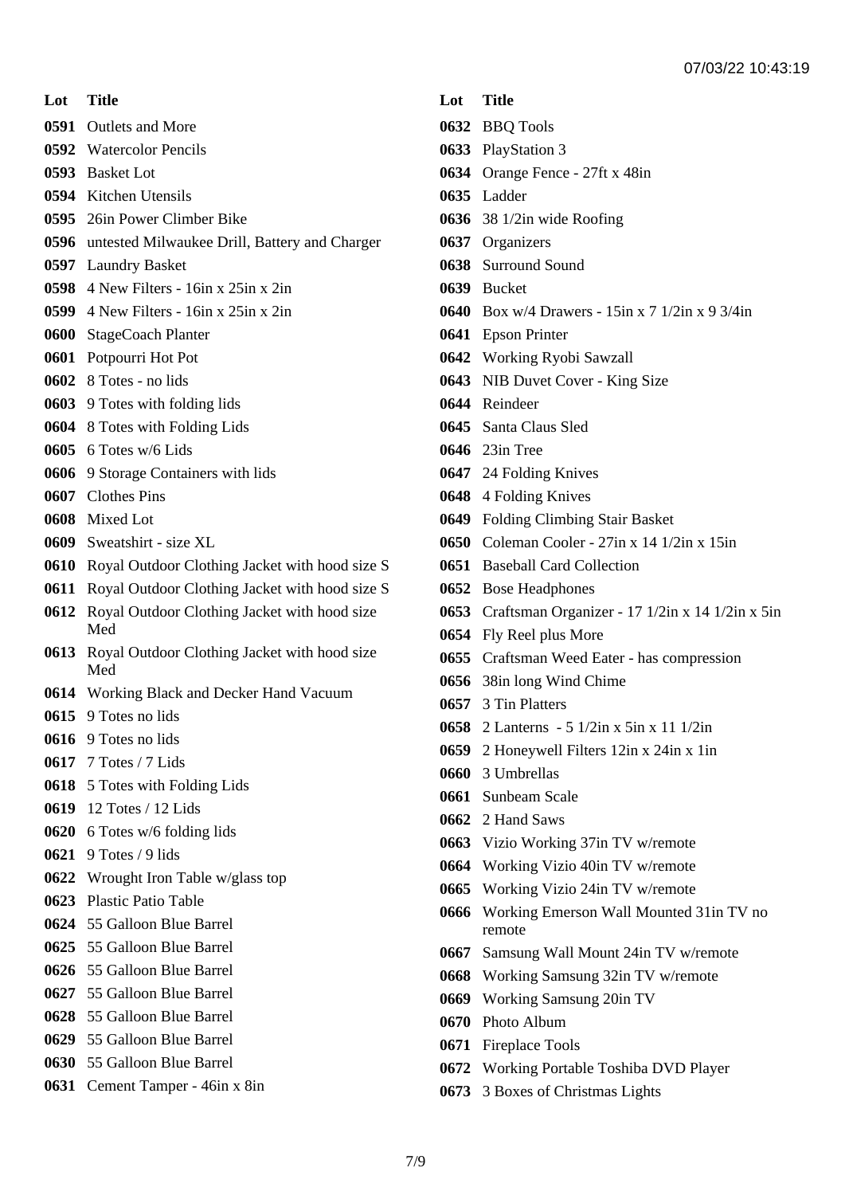07/03/22 10:43:19

| Lot | Title |
| --- | --- |
| 0591 | Outlets and More |
| 0592 | Watercolor Pencils |
| 0593 | Basket Lot |
| 0594 | Kitchen Utensils |
| 0595 | 26in Power Climber Bike |
| 0596 | untested Milwaukee Drill, Battery and Charger |
| 0597 | Laundry Basket |
| 0598 | 4 New Filters - 16in x 25in x 2in |
| 0599 | 4 New Filters - 16in x 25in x 2in |
| 0600 | StageCoach Planter |
| 0601 | Potpourri Hot Pot |
| 0602 | 8 Totes - no lids |
| 0603 | 9 Totes with folding lids |
| 0604 | 8 Totes with Folding Lids |
| 0605 | 6 Totes w/6 Lids |
| 0606 | 9 Storage Containers with lids |
| 0607 | Clothes Pins |
| 0608 | Mixed Lot |
| 0609 | Sweatshirt - size XL |
| 0610 | Royal Outdoor Clothing Jacket with hood size S |
| 0611 | Royal Outdoor Clothing Jacket with hood size S |
| 0612 | Royal Outdoor Clothing Jacket with hood size Med |
| 0613 | Royal Outdoor Clothing Jacket with hood size Med |
| 0614 | Working Black and Decker Hand Vacuum |
| 0615 | 9 Totes no lids |
| 0616 | 9 Totes no lids |
| 0617 | 7 Totes / 7 Lids |
| 0618 | 5 Totes with Folding Lids |
| 0619 | 12 Totes / 12 Lids |
| 0620 | 6 Totes w/6 folding lids |
| 0621 | 9 Totes / 9 lids |
| 0622 | Wrought Iron Table w/glass top |
| 0623 | Plastic Patio Table |
| 0624 | 55 Galloon Blue Barrel |
| 0625 | 55 Galloon Blue Barrel |
| 0626 | 55 Galloon Blue Barrel |
| 0627 | 55 Galloon Blue Barrel |
| 0628 | 55 Galloon Blue Barrel |
| 0629 | 55 Galloon Blue Barrel |
| 0630 | 55 Galloon Blue Barrel |
| 0631 | Cement Tamper - 46in x 8in |
| 0632 | BBQ Tools |
| 0633 | PlayStation 3 |
| 0634 | Orange Fence - 27ft x 48in |
| 0635 | Ladder |
| 0636 | 38 1/2in wide Roofing |
| 0637 | Organizers |
| 0638 | Surround Sound |
| 0639 | Bucket |
| 0640 | Box w/4 Drawers - 15in x 7 1/2in x 9 3/4in |
| 0641 | Epson Printer |
| 0642 | Working Ryobi Sawzall |
| 0643 | NIB Duvet Cover - King Size |
| 0644 | Reindeer |
| 0645 | Santa Claus Sled |
| 0646 | 23in Tree |
| 0647 | 24 Folding Knives |
| 0648 | 4 Folding Knives |
| 0649 | Folding Climbing Stair Basket |
| 0650 | Coleman Cooler - 27in x 14 1/2in x 15in |
| 0651 | Baseball Card Collection |
| 0652 | Bose Headphones |
| 0653 | Craftsman Organizer - 17 1/2in x 14 1/2in x 5in |
| 0654 | Fly Reel plus More |
| 0655 | Craftsman Weed Eater - has compression |
| 0656 | 38in long Wind Chime |
| 0657 | 3 Tin Platters |
| 0658 | 2 Lanterns - 5 1/2in x 5in x 11 1/2in |
| 0659 | 2 Honeywell Filters 12in x 24in x 1in |
| 0660 | 3 Umbrellas |
| 0661 | Sunbeam Scale |
| 0662 | 2 Hand Saws |
| 0663 | Vizio Working 37in TV w/remote |
| 0664 | Working Vizio 40in TV w/remote |
| 0665 | Working Vizio 24in TV w/remote |
| 0666 | Working Emerson Wall Mounted 31in TV no remote |
| 0667 | Samsung Wall Mount 24in TV w/remote |
| 0668 | Working Samsung 32in TV w/remote |
| 0669 | Working Samsung 20in TV |
| 0670 | Photo Album |
| 0671 | Fireplace Tools |
| 0672 | Working Portable Toshiba DVD Player |
| 0673 | 3 Boxes of Christmas Lights |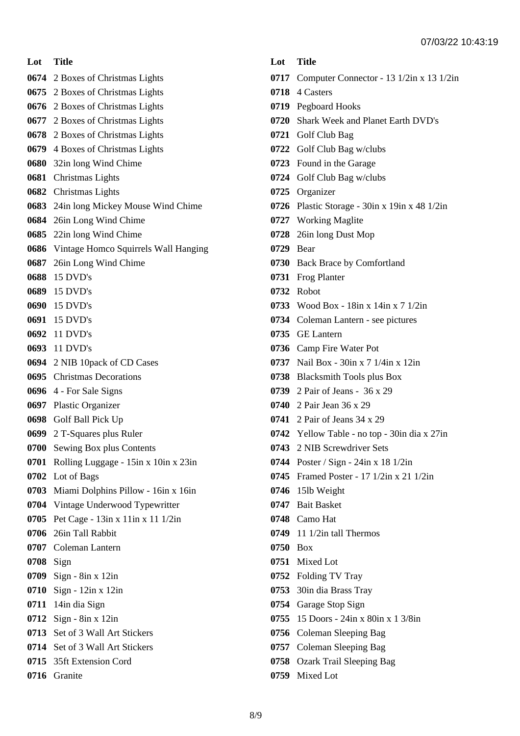| Lot | Title |
|---|---|
| 0674 | 2 Boxes of Christmas Lights |
| 0675 | 2 Boxes of Christmas Lights |
| 0676 | 2 Boxes of Christmas Lights |
| 0677 | 2 Boxes of Christmas Lights |
| 0678 | 2 Boxes of Christmas Lights |
| 0679 | 4 Boxes of Christmas Lights |
| 0680 | 32in long Wind Chime |
| 0681 | Christmas Lights |
| 0682 | Christmas Lights |
| 0683 | 24in long Mickey Mouse Wind Chime |
| 0684 | 26in Long Wind Chime |
| 0685 | 22in long Wind Chime |
| 0686 | Vintage Homco Squirrels Wall Hanging |
| 0687 | 26in Long Wind Chime |
| 0688 | 15 DVD's |
| 0689 | 15 DVD's |
| 0690 | 15 DVD's |
| 0691 | 15 DVD's |
| 0692 | 11 DVD's |
| 0693 | 11 DVD's |
| 0694 | 2 NIB 10pack of CD Cases |
| 0695 | Christmas Decorations |
| 0696 | 4 - For Sale Signs |
| 0697 | Plastic Organizer |
| 0698 | Golf Ball Pick Up |
| 0699 | 2 T-Squares plus Ruler |
| 0700 | Sewing Box plus Contents |
| 0701 | Rolling Luggage - 15in x 10in x 23in |
| 0702 | Lot of Bags |
| 0703 | Miami Dolphins Pillow - 16in x 16in |
| 0704 | Vintage Underwood Typewritter |
| 0705 | Pet Cage - 13in x 11in x 11 1/2in |
| 0706 | 26in Tall Rabbit |
| 0707 | Coleman Lantern |
| 0708 | Sign |
| 0709 | Sign - 8in x 12in |
| 0710 | Sign - 12in x 12in |
| 0711 | 14in dia Sign |
| 0712 | Sign - 8in x 12in |
| 0713 | Set of 3 Wall Art Stickers |
| 0714 | Set of 3 Wall Art Stickers |
| 0715 | 35ft Extension Cord |
| 0716 | Granite |
| 0717 | Computer Connector - 13 1/2in x 13 1/2in |
| 0718 | 4 Casters |
| 0719 | Pegboard Hooks |
| 0720 | Shark Week and Planet Earth DVD's |
| 0721 | Golf Club Bag |
| 0722 | Golf Club Bag w/clubs |
| 0723 | Found in the Garage |
| 0724 | Golf Club Bag w/clubs |
| 0725 | Organizer |
| 0726 | Plastic Storage - 30in x 19in x 48 1/2in |
| 0727 | Working Maglite |
| 0728 | 26in long Dust Mop |
| 0729 | Bear |
| 0730 | Back Brace by Comfortland |
| 0731 | Frog Planter |
| 0732 | Robot |
| 0733 | Wood Box - 18in x 14in x 7 1/2in |
| 0734 | Coleman Lantern - see pictures |
| 0735 | GE Lantern |
| 0736 | Camp Fire Water Pot |
| 0737 | Nail Box - 30in x 7 1/4in x 12in |
| 0738 | Blacksmith Tools plus Box |
| 0739 | 2 Pair of Jeans - 36 x 29 |
| 0740 | 2 Pair Jean 36 x 29 |
| 0741 | 2 Pair of Jeans 34 x 29 |
| 0742 | Yellow Table - no top - 30in dia x 27in |
| 0743 | 2 NIB Screwdriver Sets |
| 0744 | Poster / Sign - 24in x 18 1/2in |
| 0745 | Framed Poster - 17 1/2in x 21 1/2in |
| 0746 | 15lb Weight |
| 0747 | Bait Basket |
| 0748 | Camo Hat |
| 0749 | 11 1/2in tall Thermos |
| 0750 | Box |
| 0751 | Mixed Lot |
| 0752 | Folding TV Tray |
| 0753 | 30in dia Brass Tray |
| 0754 | Garage Stop Sign |
| 0755 | 15 Doors - 24in x 80in x 1 3/8in |
| 0756 | Coleman Sleeping Bag |
| 0757 | Coleman Sleeping Bag |
| 0758 | Ozark Trail Sleeping Bag |
| 0759 | Mixed Lot |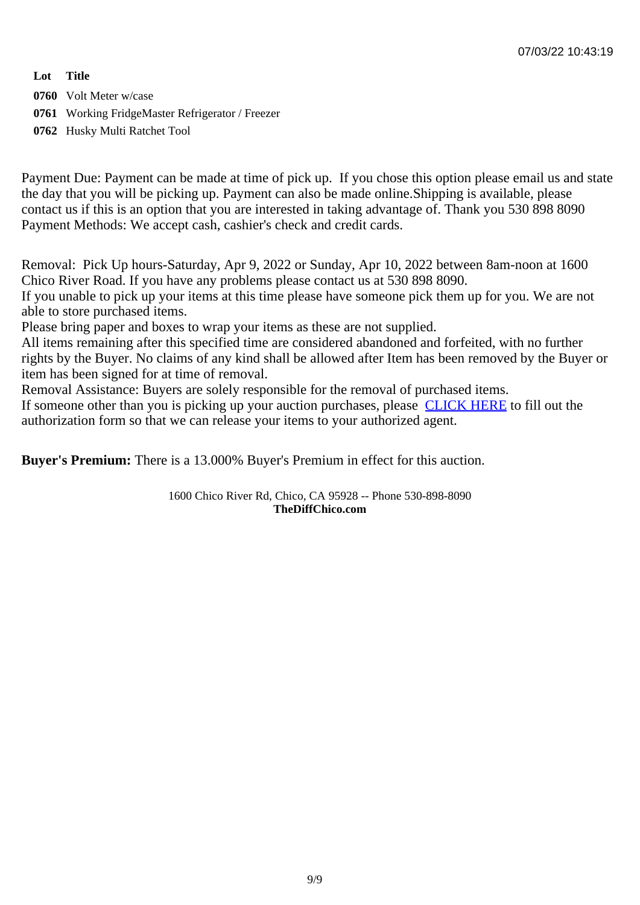| Lot | Title |
| --- | --- |
| 0760 | Volt Meter w/case |
| 0761 | Working FridgeMaster Refrigerator / Freezer |
| 0762 | Husky Multi Ratchet Tool |

Payment Due: Payment can be made at time of pick up. If you chose this option please email us and state the day that you will be picking up. Payment can also be made online.Shipping is available, please contact us if this is an option that you are interested in taking advantage of. Thank you 530 898 8090
Payment Methods: We accept cash, cashier's check and credit cards.

Removal: Pick Up hours-Saturday, Apr 9, 2022 or Sunday, Apr 10, 2022 between 8am-noon at 1600 Chico River Road. If you have any problems please contact us at 530 898 8090.
If you unable to pick up your items at this time please have someone pick them up for you. We are not able to store purchased items.
Please bring paper and boxes to wrap your items as these are not supplied.
All items remaining after this specified time are considered abandoned and forfeited, with no further rights by the Buyer. No claims of any kind shall be allowed after Item has been removed by the Buyer or item has been signed for at time of removal.
Removal Assistance: Buyers are solely responsible for the removal of purchased items.
If someone other than you is picking up your auction purchases, please CLICK HERE to fill out the authorization form so that we can release your items to your authorized agent.

**Buyer's Premium:** There is a 13.000% Buyer's Premium in effect for this auction.

1600 Chico River Rd, Chico, CA 95928 -- Phone 530-898-8090
**TheDiffChico.com**